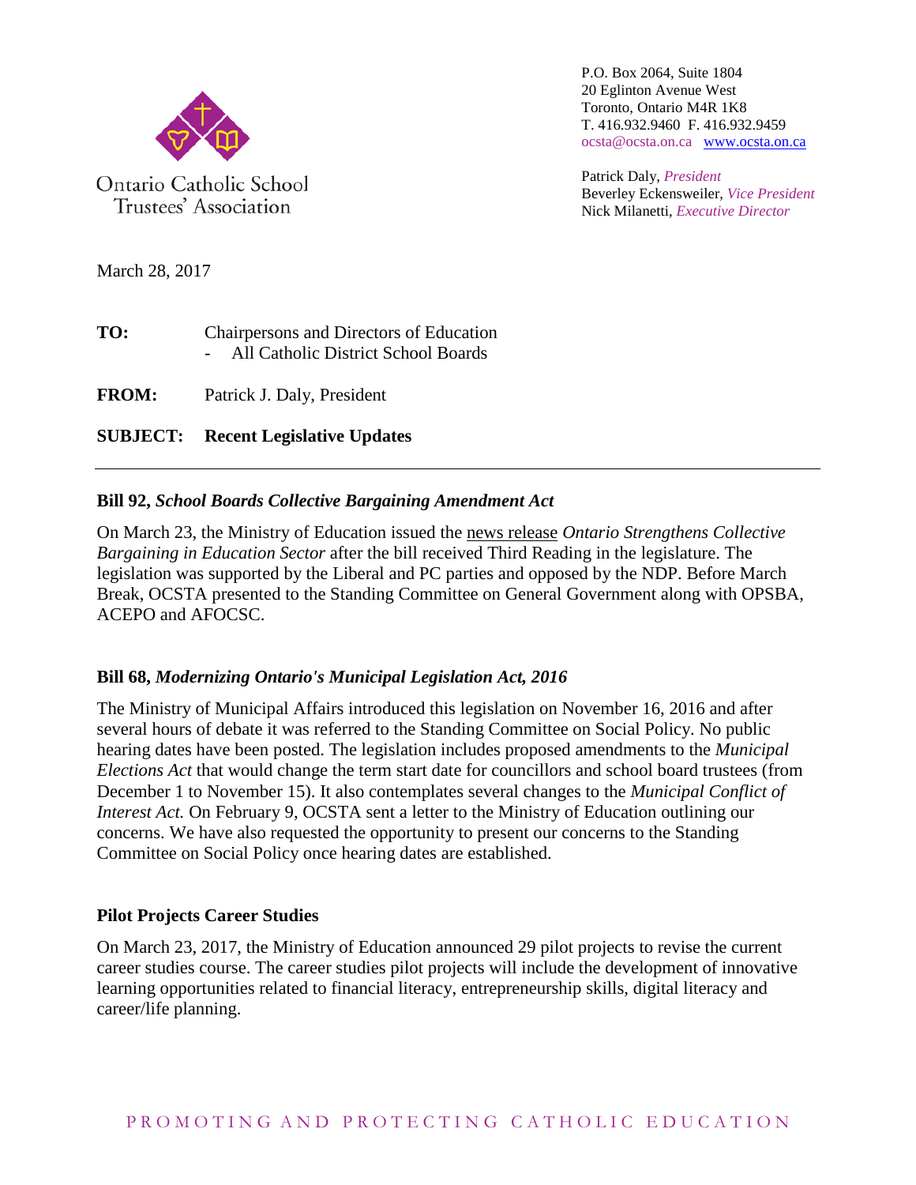Ontario Catholic School Trustees' Association

P.O. Box 2064, Suite 1804
20 Eglinton Avenue West
Toronto, Ontario M4R 1K8
T. 416.932.9460 F. 416.932.9459
ocsta@ocsta.on.ca [www.ocsta.on.ca](http://www.ocsta.on.ca)

Patrick Daly, *President*
Beverley Eckensweiler, *Vice President*
Nick Milanetti, *Executive Director*

March 28, 2017

**TO:** Chairpersons and Directors of Education
- All Catholic District School Boards

**FROM:** Patrick J. Daly, President

**SUBJECT: Recent Legislative Updates**

---

### Bill 92, *School Boards Collective Bargaining Amendment Act*

On March 23, the Ministry of Education issued the news release *Ontario Strengthens Collective Bargaining in Education Sector* after the bill received Third Reading in the legislature. The legislation was supported by the Liberal and PC parties and opposed by the NDP. Before March Break, OCSTA presented to the Standing Committee on General Government along with OPSBA, ACEPO and AFOCSC.

### Bill 68, *Modernizing Ontario's Municipal Legislation Act, 2016*

The Ministry of Municipal Affairs introduced this legislation on November 16, 2016 and after several hours of debate it was referred to the Standing Committee on Social Policy. No public hearing dates have been posted. The legislation includes proposed amendments to the *Municipal Elections Act* that would change the term start date for councillors and school board trustees (from December 1 to November 15). It also contemplates several changes to the *Municipal Conflict of Interest Act.* On February 9, OCSTA sent a letter to the Ministry of Education outlining our concerns. We have also requested the opportunity to present our concerns to the Standing Committee on Social Policy once hearing dates are established.

### Pilot Projects Career Studies

On March 23, 2017, the Ministry of Education announced 29 pilot projects to revise the current career studies course. The career studies pilot projects will include the development of innovative learning opportunities related to financial literacy, entrepreneurship skills, digital literacy and career/life planning.

PROMOTING AND PROTECTING CATHOLIC EDUCATION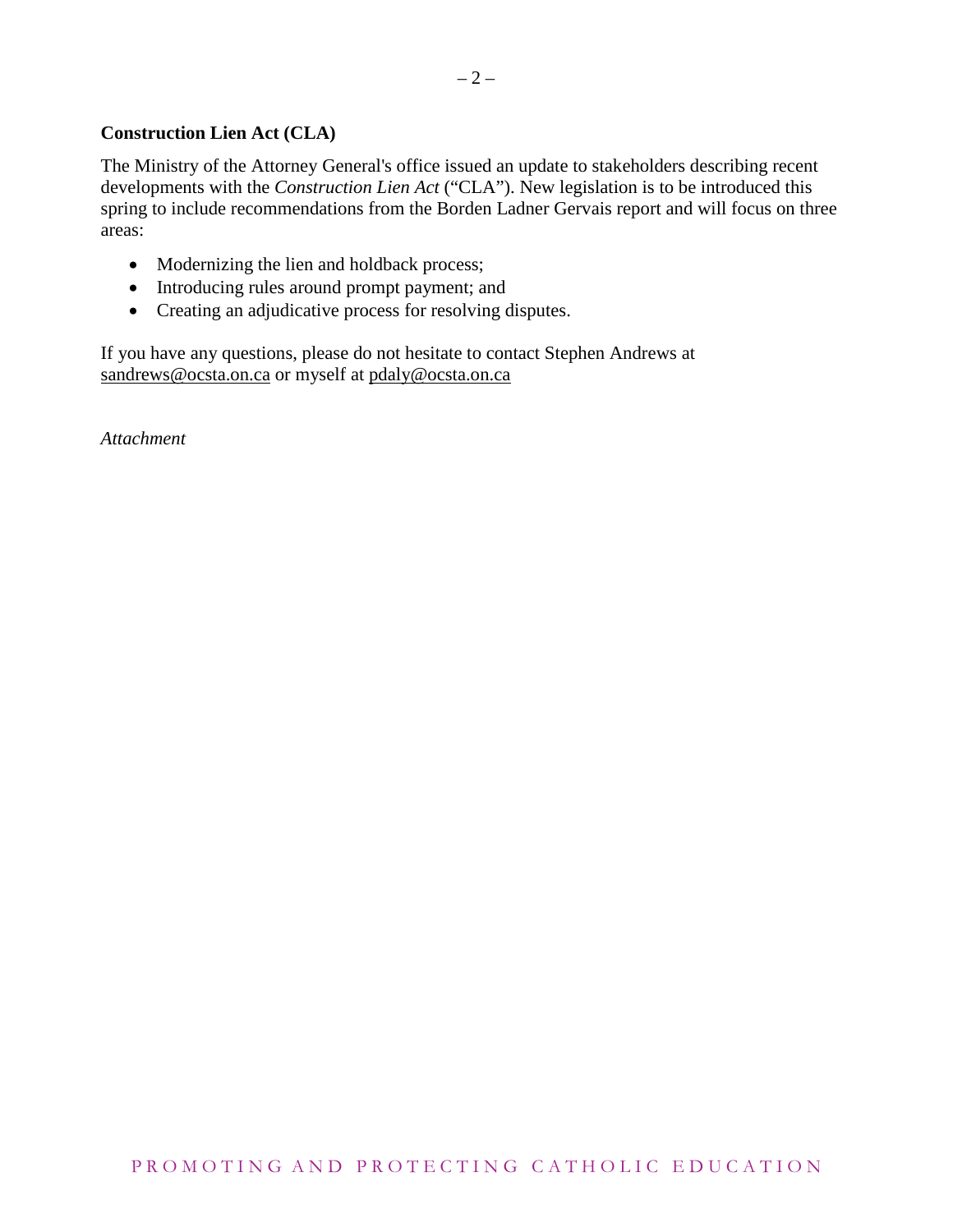**Construction Lien Act (CLA)**

The Ministry of the Attorney General's office issued an update to stakeholders describing recent developments with the *Construction Lien Act* ("CLA"). New legislation is to be introduced this spring to include recommendations from the Borden Ladner Gervais report and will focus on three areas:

- Modernizing the lien and holdback process;
- Introducing rules around prompt payment; and
- Creating an adjudicative process for resolving disputes.

If you have any questions, please do not hesitate to contact Stephen Andrews at sandrews@ocsta.on.ca or myself at pdaly@ocsta.on.ca

*Attachment*

PROMOTING AND PROTECTING CATHOLIC EDUCATION